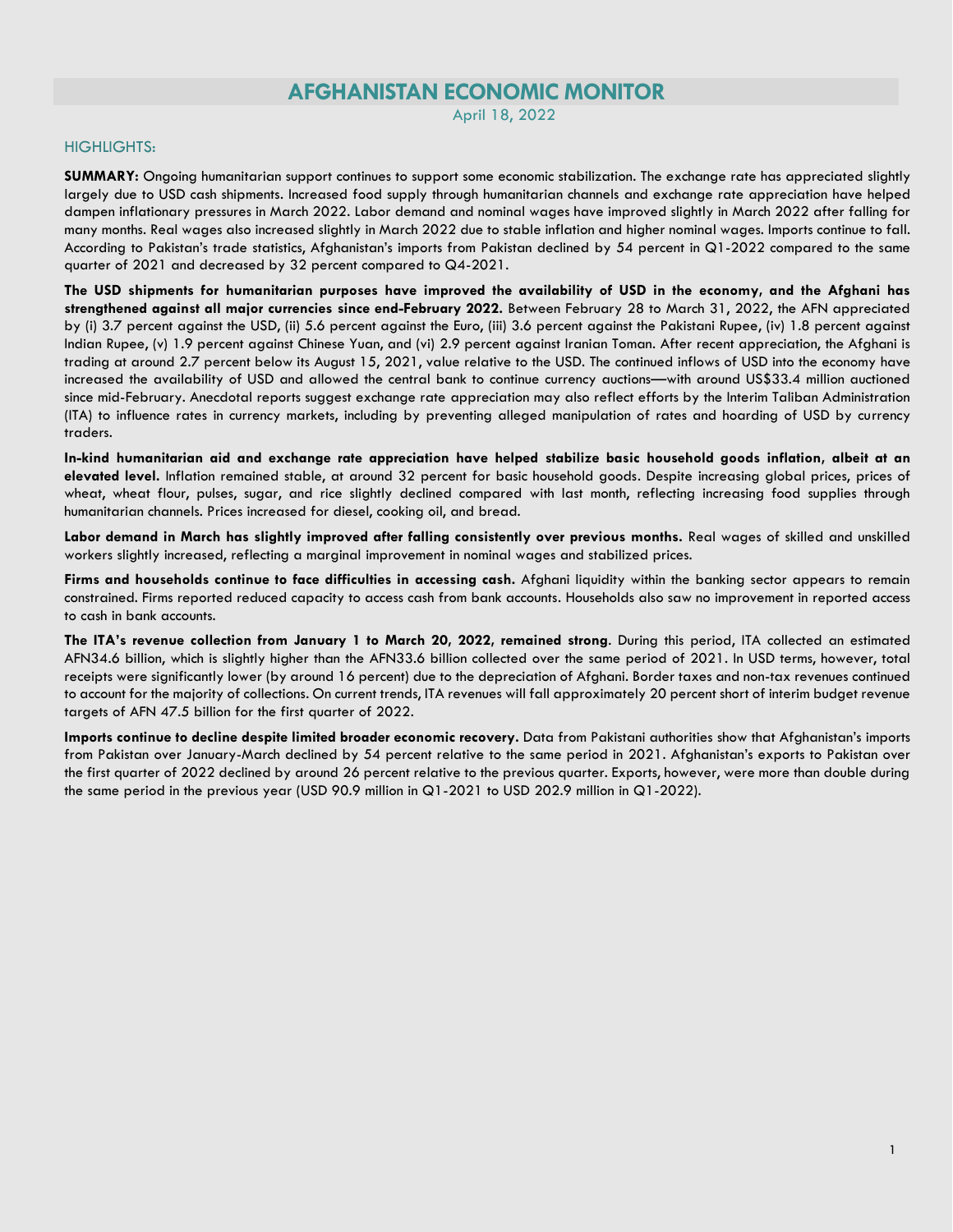# AFGHANISTAN ECONOMIC MONITOR

April 18, 2022

## HIGHLIGHTS:

**SUMMARY:** Ongoing humanitarian support continues to support some economic stabilization. The exchange rate has appreciated slightly largely due to USD cash shipments. Increased food supply through humanitarian channels and exchange rate appreciation have helped dampen inflationary pressures in March 2022. Labor demand and nominal wages have improved slightly in March 2022 after falling for many months. Real wages also increased slightly in March 2022 due to stable inflation and higher nominal wages. Imports continue to fall. According to Pakistan's trade statistics, Afghanistan's imports from Pakistan declined by 54 percent in Q1-2022 compared to the same quarter of 2021 and decreased by 32 percent compared to Q4-2021.

**The USD shipments for humanitarian purposes have improved the availability of USD in the economy, and the Afghani has strengthened against all major currencies since end-February 2022.** Between February 28 to March 31, 2022, the AFN appreciated by (i) 3.7 percent against the USD, (ii) 5.6 percent against the Euro, (iii) 3.6 percent against the Pakistani Rupee, (iv) 1.8 percent against Indian Rupee, (v) 1.9 percent against Chinese Yuan, and (vi) 2.9 percent against Iranian Toman. After recent appreciation, the Afghani is trading at around 2.7 percent below its August 15, 2021, value relative to the USD. The continued inflows of USD into the economy have increased the availability of USD and allowed the central bank to continue currency auctions—with around US$33.4 million auctioned since mid-February. Anecdotal reports suggest exchange rate appreciation may also reflect efforts by the Interim Taliban Administration (ITA) to influence rates in currency markets, including by preventing alleged manipulation of rates and hoarding of USD by currency traders.

**In-kind humanitarian aid and exchange rate appreciation have helped stabilize basic household goods inflation, albeit at an elevated level.** Inflation remained stable, at around 32 percent for basic household goods. Despite increasing global prices, prices of wheat, wheat flour, pulses, sugar, and rice slightly declined compared with last month, reflecting increasing food supplies through humanitarian channels. Prices increased for diesel, cooking oil, and bread.

**Labor demand in March has slightly improved after falling consistently over previous months.** Real wages of skilled and unskilled workers slightly increased, reflecting a marginal improvement in nominal wages and stabilized prices.

**Firms and households continue to face difficulties in accessing cash.** Afghani liquidity within the banking sector appears to remain constrained. Firms reported reduced capacity to access cash from bank accounts. Households also saw no improvement in reported access to cash in bank accounts.

**The ITA's revenue collection from January 1 to March 20, 2022, remained strong**. During this period, ITA collected an estimated AFN34.6 billion, which is slightly higher than the AFN33.6 billion collected over the same period of 2021. In USD terms, however, total receipts were significantly lower (by around 16 percent) due to the depreciation of Afghani. Border taxes and non-tax revenues continued to account for the majority of collections. On current trends, ITA revenues will fall approximately 20 percent short of interim budget revenue targets of AFN 47.5 billion for the first quarter of 2022.

**Imports continue to decline despite limited broader economic recovery.** Data from Pakistani authorities show that Afghanistan's imports from Pakistan over January-March declined by 54 percent relative to the same period in 2021. Afghanistan's exports to Pakistan over the first quarter of 2022 declined by around 26 percent relative to the previous quarter. Exports, however, were more than double during the same period in the previous year (USD 90.9 million in Q1-2021 to USD 202.9 million in Q1-2022).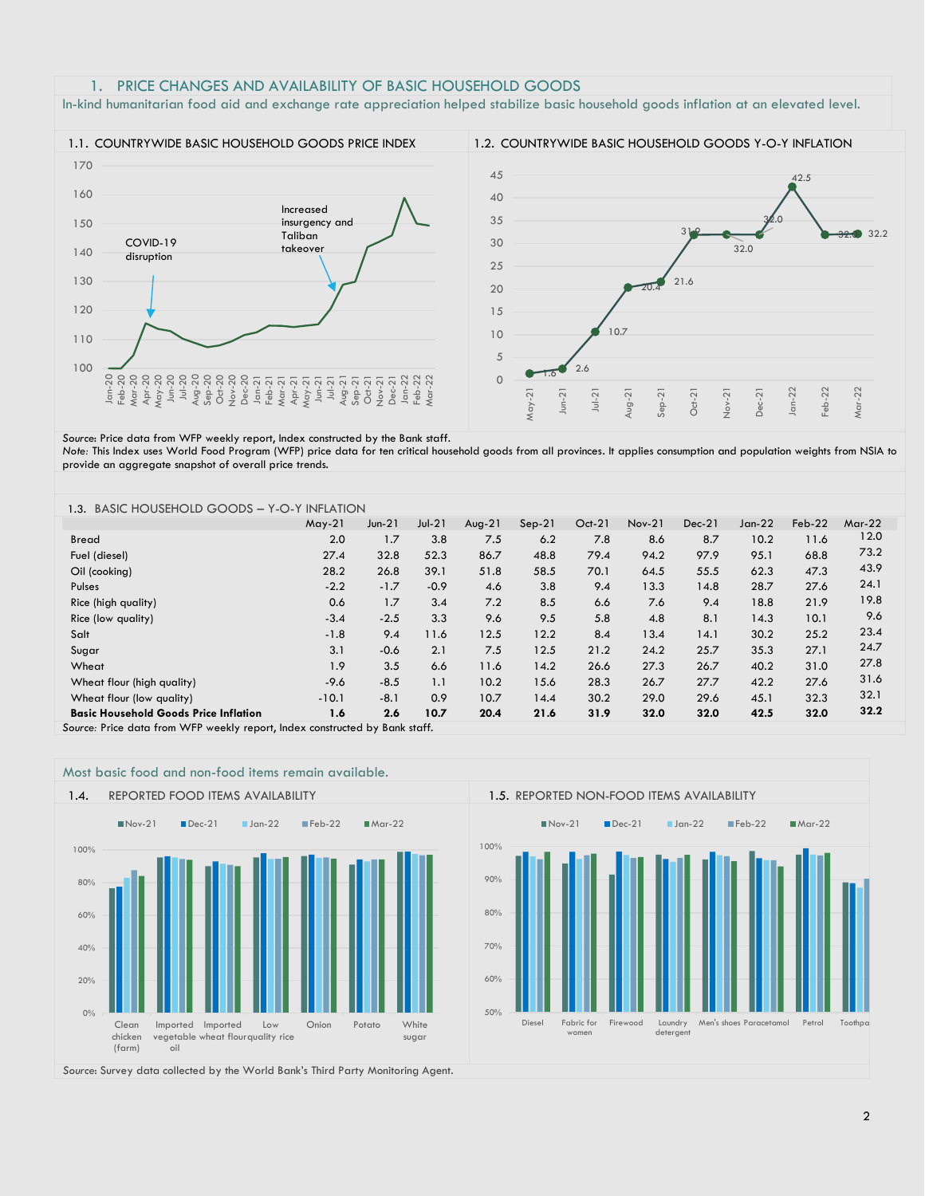## 1. PRICE CHANGES AND AVAILABILITY OF BASIC HOUSEHOLD GOODS

In-kind humanitarian food aid and exchange rate appreciation helped stabilize basic household goods inflation at an elevated level.

### 1.1. COUNTRYWIDE BASIC HOUSEHOLD GOODS PRICE INDEX

170
160
150
140
130
120
110
100

COVID-19 disruption

Increased insurgency and Taliban takeover

Jan-20 Feb-20 Mar-20 Apr-20 May-20 Jun-20 Jul-20 Aug-20 Sep-20 Oct-20 Nov-20 Dec-20 Jan-21 Feb-21 Mar-21 Apr-21 May-21 Jun-21 Jul-21 Aug-21 Sep-21 Oct-21 Nov-21 Dec-21 Jan-22 Feb-22 Mar-22

### 1.2. COUNTRYWIDE BASIC HOUSEHOLD GOODS Y-O-Y INFLATION

45
40
35
30
25
20
15
10
5
0

1.6 2.6 10.7 20.4 21.6 31.9 32.0 32.0 42.5 32.0 32.2

May-21 Jun-21 Jul-21 Aug-21 Sep-21 Oct-21 Nov-21 Dec-21 Jan-22 Feb-22 Mar-22

*Source:* Price data from WFP weekly report, Index constructed by the Bank staff.
*Note:* This Index uses World Food Program (WFP) price data for ten critical household goods from all provinces. It applies consumption and population weights from NSIA to provide an aggregate snapshot of overall price trends.

### 1.3. BASIC HOUSEHOLD GOODS – Y-O-Y INFLATION

| | May-21 | Jun-21 | Jul-21 | Aug-21 | Sep-21 | Oct-21 | Nov-21 | Dec-21 | Jan-22 | Feb-22 | Mar-22 |
|---|---|---|---|---|---|---|---|---|---|---|---|
| Bread | 2.0 | 1.7 | 3.8 | 7.5 | 6.2 | 7.8 | 8.6 | 8.7 | 10.2 | 11.6 | 12.0 |
| Fuel (diesel) | 27.4 | 32.8 | 52.3 | 86.7 | 48.8 | 79.4 | 94.2 | 97.9 | 95.1 | 68.8 | 73.2 |
| Oil (cooking) | 28.2 | 26.8 | 39.1 | 51.8 | 58.5 | 70.1 | 64.5 | 55.5 | 62.3 | 47.3 | 43.9 |
| Pulses | -2.2 | -1.7 | -0.9 | 4.6 | 3.8 | 9.4 | 13.3 | 14.8 | 28.7 | 27.6 | 24.1 |
| Rice (high quality) | 0.6 | 1.7 | 3.4 | 7.2 | 8.5 | 6.6 | 7.6 | 9.4 | 18.8 | 21.9 | 19.8 |
| Rice (low quality) | -3.4 | -2.5 | 3.3 | 9.6 | 9.5 | 5.8 | 4.8 | 8.1 | 14.3 | 10.1 | 9.6 |
| Salt | -1.8 | 9.4 | 11.6 | 12.5 | 12.2 | 8.4 | 13.4 | 14.1 | 30.2 | 25.2 | 23.4 |
| Sugar | 3.1 | -0.6 | 2.1 | 7.5 | 12.5 | 21.2 | 24.2 | 25.7 | 35.3 | 27.1 | 24.7 |
| Wheat | 1.9 | 3.5 | 6.6 | 11.6 | 14.2 | 26.6 | 27.3 | 26.7 | 40.2 | 31.0 | 27.8 |
| Wheat flour (high quality) | -9.6 | -8.5 | 1.1 | 10.2 | 15.6 | 28.3 | 26.7 | 27.7 | 42.2 | 27.6 | 31.6 |
| Wheat flour (low quality) | -10.1 | -8.1 | 0.9 | 10.7 | 14.4 | 30.2 | 29.0 | 29.6 | 45.1 | 32.3 | 32.1 |
| **Basic Household Goods Price Inflation** | **1.6** | **2.6** | **10.7** | **20.4** | **21.6** | **31.9** | **32.0** | **32.0** | **42.5** | **32.0** | **32.2** |

*Source:* Price data from WFP weekly report, Index constructed by Bank staff.

Most basic food and non-food items remain available.

### 1.4. REPORTED FOOD ITEMS AVAILABILITY

Nov-21 Dec-21 Jan-22 Feb-22 Mar-22

100%
80%
60%
40%
20%
0%

Clean chicken (farm) | Imported vegetable oil | Imported wheat flour | Low quality rice | Onion | Potato | White sugar

### 1.5. REPORTED NON-FOOD ITEMS AVAILABILITY

Nov-21 Dec-21 Jan-22 Feb-22 Mar-22

100%
90%
80%
70%
60%
50%

Diesel | Fabric for women | Firewood | Laundry detergent | Men's shoes | Paracetamol | Petrol | Toothpa

*Source:* Survey data collected by the World Bank's Third Party Monitoring Agent.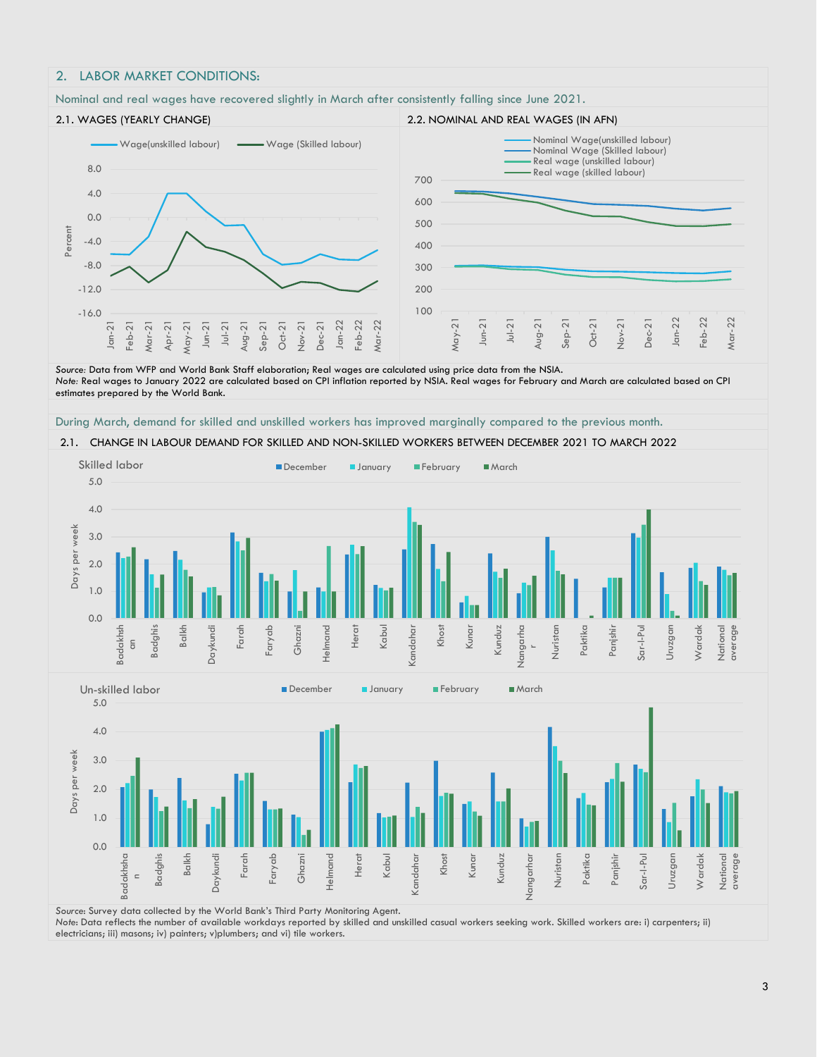## 2. LABOR MARKET CONDITIONS:

Nominal and real wages have recovered slightly in March after consistently falling since June 2021.

### 2.1. WAGES (YEARLY CHANGE)

Wage(unskilled labour)
Wage (Skilled labour)

Percent

8.0
4.0
0.0
-4.0
-8.0
-12.0
-16.0

Jan-21 Feb-21 Mar-21 Apr-21 May-21 Jun-21 Jul-21 Aug-21 Sep-21 Oct-21 Nov-21 Dec-21 Jan-22 Feb-22 Mar-22

### 2.2. NOMINAL AND REAL WAGES (IN AFN)

Nominal Wage(unskilled labour)
Nominal Wage (Skilled labour)
Real wage (unskilled labour)
Real wage (skilled labour)

700
600
500
400
300
200
100

May-21 Jun-21 Jul-21 Aug-21 Sep-21 Oct-21 Nov-21 Dec-21 Jan-22 Feb-22 Mar-22

*Source:* Data from WFP and World Bank Staff elaboration; Real wages are calculated using price data from the NSIA.
*Note:* Real wages to January 2022 are calculated based on CPI inflation reported by NSIA. Real wages for February and March are calculated based on CPI estimates prepared by the World Bank.

During March, demand for skilled and unskilled workers has improved marginally compared to the previous month.

### 2.1. CHANGE IN LABOUR DEMAND FOR SKILLED AND NON-SKILLED WORKERS BETWEEN DECEMBER 2021 TO MARCH 2022

Skilled labor

December January February March

Days per week

5.0
4.0
3.0
2.0
1.0
0.0

Badakhshan Badghis Balkh Daykundi Farah Faryab Ghazni Helmand Herat Kabul Kandahar Khost Kunar Kunduz Nangarhar Nuristan Paktika Panjshir Sar-I-Pul Uruzgan Wardak National average

Un-skilled labor

December January February March

Days per week

5.0
4.0
3.0
2.0
1.0
0.0

Badakhshan Badghis Balkh Daykundi Farah Faryab Ghazni Helmand Herat Kabul Kandahar Khost Kunar Kunduz Nangarhar Nuristan Paktika Panjshir Sar-I-Pul Uruzgan Wardak National average

*Source:* Survey data collected by the World Bank's Third Party Monitoring Agent.
*Note:* Data reflects the number of available workdays reported by skilled and unskilled casual workers seeking work. Skilled workers are: i) carpenters; ii) electricians; iii) masons; iv) painters; v)plumbers; and vi) tile workers.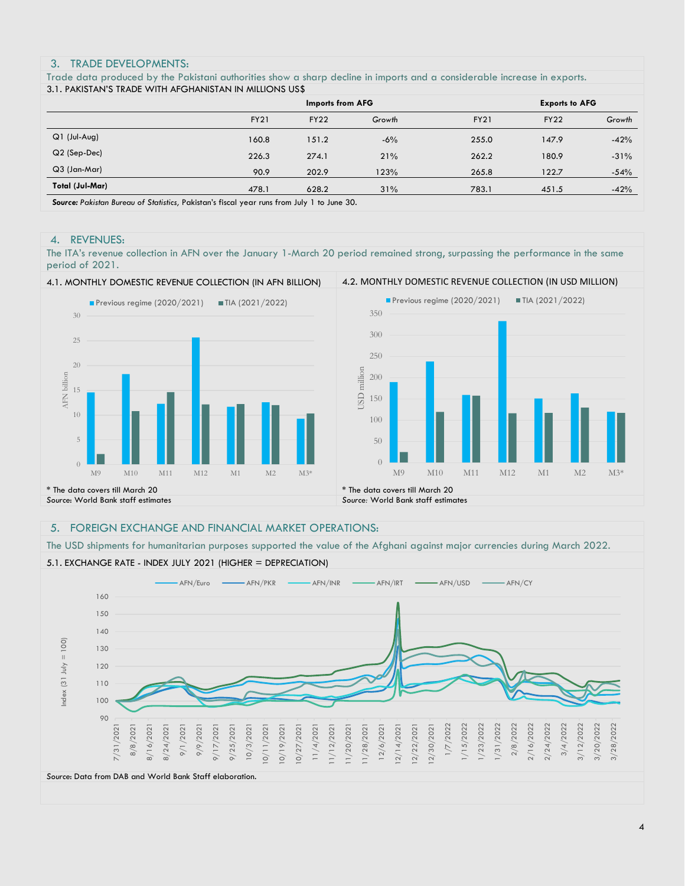## 3. TRADE DEVELOPMENTS:

Trade data produced by the Pakistani authorities show a sharp decline in imports and a considerable increase in exports.

### 3.1. PAKISTAN'S TRADE WITH AFGHANISTAN IN MILLIONS US$

| | Imports from AFG | | | Exports to AFG | | |
|---|---|---|---|---|---|---|
| | FY21 | FY22 | *Growth* | FY21 | FY22 | *Growth* |
| Q1 (Jul-Aug) | 160.8 | 151.2 | -6% | 255.0 | 147.9 | -42% |
| Q2 (Sep-Dec) | 226.3 | 274.1 | 21% | 262.2 | 180.9 | -31% |
| Q3 (Jan-Mar) | 90.9 | 202.9 | 123% | 265.8 | 122.7 | -54% |
| **Total (Jul-Mar)** | 478.1 | 628.2 | 31% | 783.1 | 451.5 | -42% |

***Source:*** *Pakistan Bureau of Statistics*, Pakistan's fiscal year runs from July 1 to June 30.

## 4. REVENUES:

The ITA's revenue collection in AFN over the January 1-March 20 period remained strong, surpassing the performance in the same period of 2021.

### 4.1. MONTHLY DOMESTIC REVENUE COLLECTION (IN AFN BILLION)

\* The data covers till March 20

*Source:* World Bank staff estimates

### 4.2. MONTHLY DOMESTIC REVENUE COLLECTION (IN USD MILLION)

\* The data covers till March 20

*Source:* World Bank staff estimates

## 5. FOREIGN EXCHANGE AND FINANCIAL MARKET OPERATIONS:

The USD shipments for humanitarian purposes supported the value of the Afghani against major currencies during March 2022.

### 5.1. EXCHANGE RATE - INDEX JULY 2021 (HIGHER = DEPRECIATION)

*Source:* Data from DAB and World Bank Staff elaboration.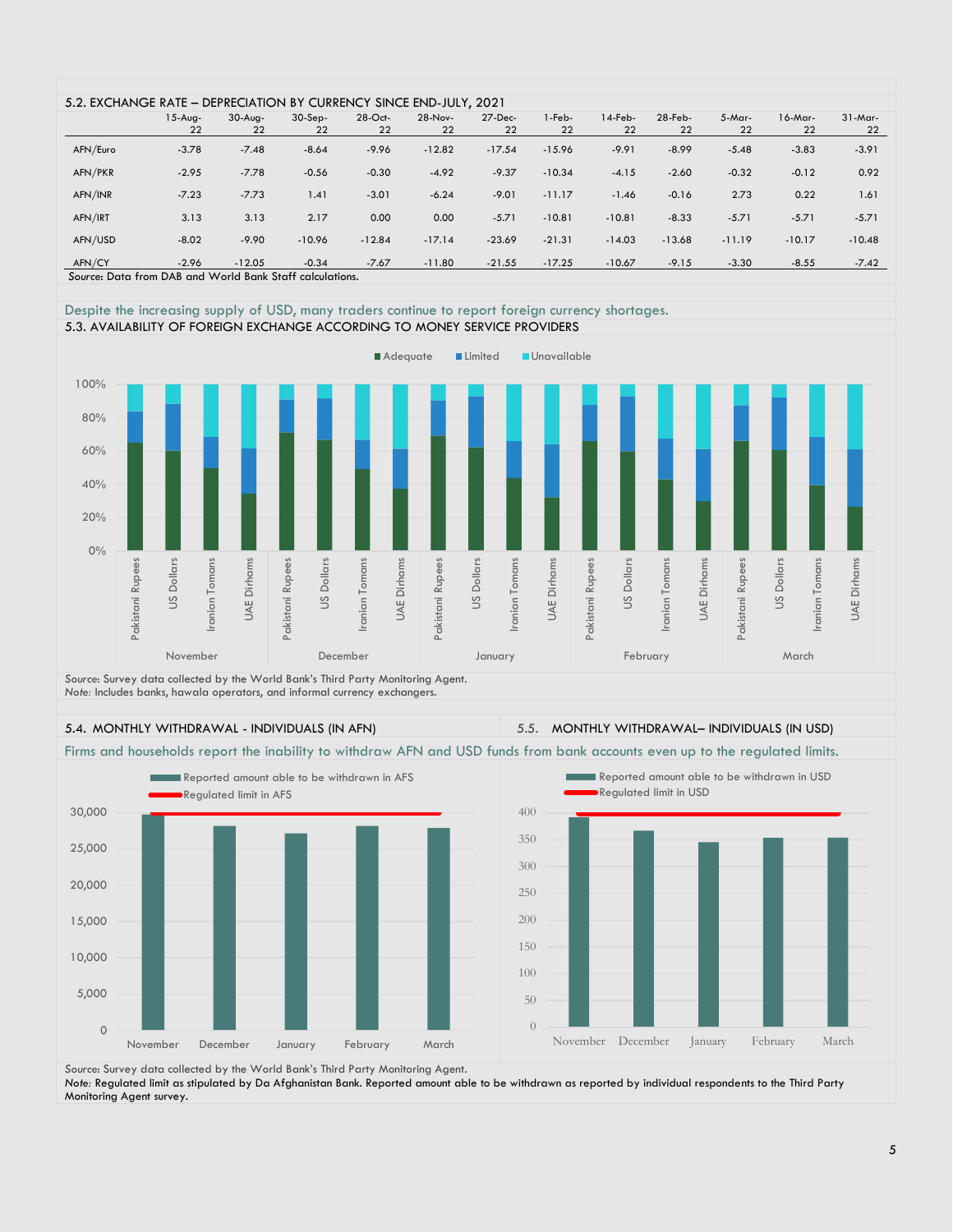5.2. EXCHANGE RATE – DEPRECIATION BY CURRENCY SINCE END-JULY, 2021

| | 15-Aug-22 | 30-Aug-22 | 30-Sep-22 | 28-Oct-22 | 28-Nov-22 | 27-Dec-22 | 1-Feb-22 | 14-Feb-22 | 28-Feb-22 | 5-Mar-22 | 16-Mar-22 | 31-Mar-22 |
|---|---|---|---|---|---|---|---|---|---|---|---|---|
| AFN/Euro | -3.78 | -7.48 | -8.64 | -9.96 | -12.82 | -17.54 | -15.96 | -9.91 | -8.99 | -5.48 | -3.83 | -3.91 |
| AFN/PKR | -2.95 | -7.78 | -0.56 | -0.30 | -4.92 | -9.37 | -10.34 | -4.15 | -2.60 | -0.32 | -0.12 | 0.92 |
| AFN/INR | -7.23 | -7.73 | 1.41 | -3.01 | -6.24 | -9.01 | -11.17 | -1.46 | -0.16 | 2.73 | 0.22 | 1.61 |
| AFN/IRT | 3.13 | 3.13 | 2.17 | 0.00 | 0.00 | -5.71 | -10.81 | -10.81 | -8.33 | -5.71 | -5.71 | -5.71 |
| AFN/USD | -8.02 | -9.90 | -10.96 | -12.84 | -17.14 | -23.69 | -21.31 | -14.03 | -13.68 | -11.19 | -10.17 | -10.48 |
| AFN/CY | -2.96 | -12.05 | -0.34 | -7.67 | -11.80 | -21.55 | -17.25 | -10.67 | -9.15 | -3.30 | -8.55 | -7.42 |

*Source*: Data from DAB and World Bank Staff calculations.

Despite the increasing supply of USD, many traders continue to report foreign currency shortages.

5.3. AVAILABILITY OF FOREIGN EXCHANGE ACCORDING TO MONEY SERVICE PROVIDERS

Adequate
Limited
Unavailable

100%
80%
60%
40%
20%
0%

Pakistani Rupees
US Dollars
Iranian Tomans
UAE Dirhams

November
December
January
February
March

*Source*: Survey data collected by the World Bank's Third Party Monitoring Agent.
*Note*: Includes banks, hawala operators, and informal currency exchangers.

5.4. MONTHLY WITHDRAWAL - INDIVIDUALS (IN AFN)

5.5. MONTHLY WITHDRAWAL– INDIVIDUALS (IN USD)

Firms and households report the inability to withdraw AFN and USD funds from bank accounts even up to the regulated limits.

Reported amount able to be withdrawn in AFS
Regulated limit in AFS

30,000
25,000
20,000
15,000
10,000
5,000
0

November
December
January
February
March

Reported amount able to be withdrawn in USD
Regulated limit in USD

400
350
300
250
200
150
100
50
0

November
December
January
February
March

*Source*: Survey data collected by the World Bank's Third Party Monitoring Agent.
*Note*: Regulated limit as stipulated by Da Afghanistan Bank. Reported amount able to be withdrawn as reported by individual respondents to the Third Party Monitoring Agent survey.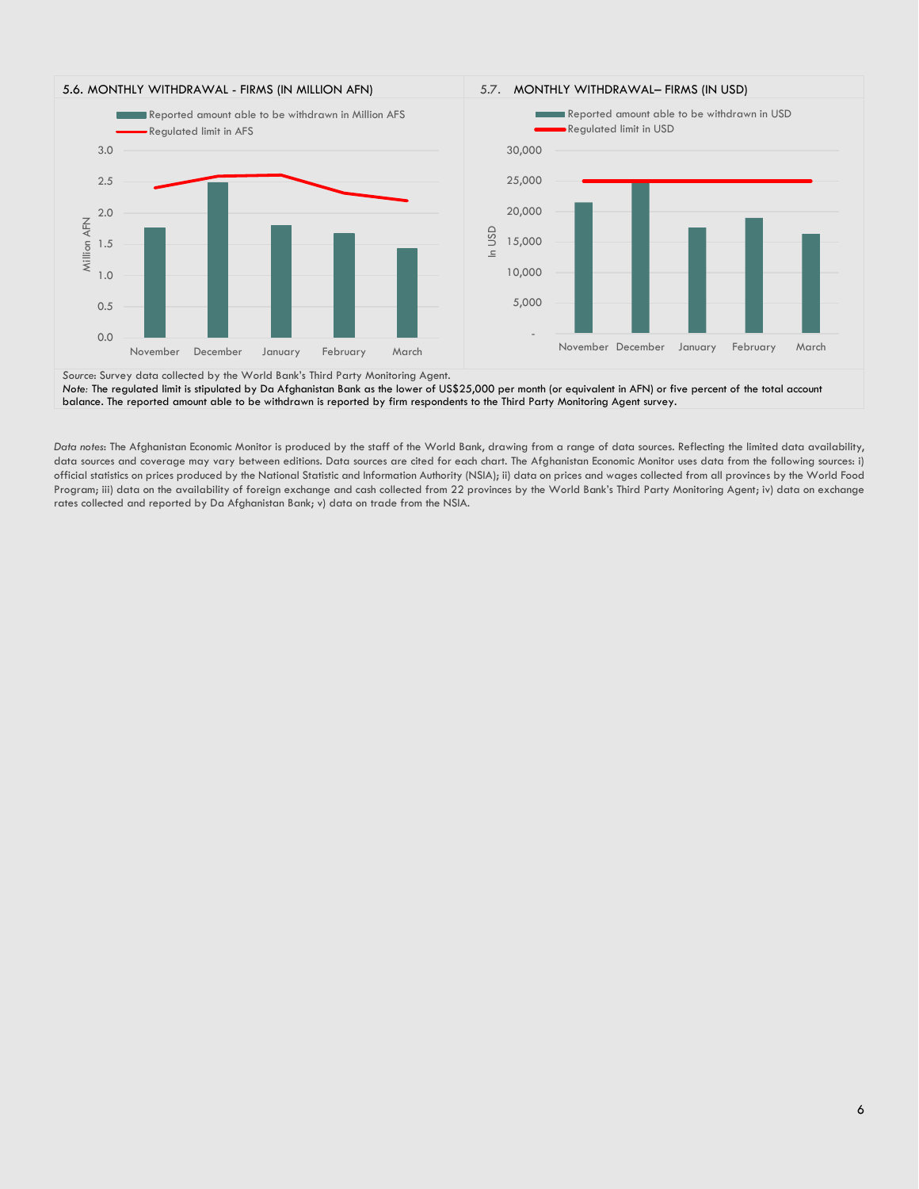5.6. MONTHLY WITHDRAWAL - FIRMS (IN MILLION AFN)

Reported amount able to be withdrawn in Million AFS
Regulated limit in AFS

Million AFN

3.0
2.5
2.0
1.5
1.0
0.5
0.0

November December January February March

5.7. MONTHLY WITHDRAWAL– FIRMS (IN USD)

Reported amount able to be withdrawn in USD
Regulated limit in USD

In USD

30,000
25,000
20,000
15,000
10,000
5,000
-

November December January February March

*Source*: Survey data collected by the World Bank's Third Party Monitoring Agent.
*Note*: The regulated limit is stipulated by Da Afghanistan Bank as the lower of US$25,000 per month (or equivalent in AFN) or five percent of the total account balance. The reported amount able to be withdrawn is reported by firm respondents to the Third Party Monitoring Agent survey.

*Data notes*: The Afghanistan Economic Monitor is produced by the staff of the World Bank, drawing from a range of data sources. Reflecting the limited data availability, data sources and coverage may vary between editions. Data sources are cited for each chart. The Afghanistan Economic Monitor uses data from the following sources: i) official statistics on prices produced by the National Statistic and Information Authority (NSIA); ii) data on prices and wages collected from all provinces by the World Food Program; iii) data on the availability of foreign exchange and cash collected from 22 provinces by the World Bank's Third Party Monitoring Agent; iv) data on exchange rates collected and reported by Da Afghanistan Bank; v) data on trade from the NSIA.